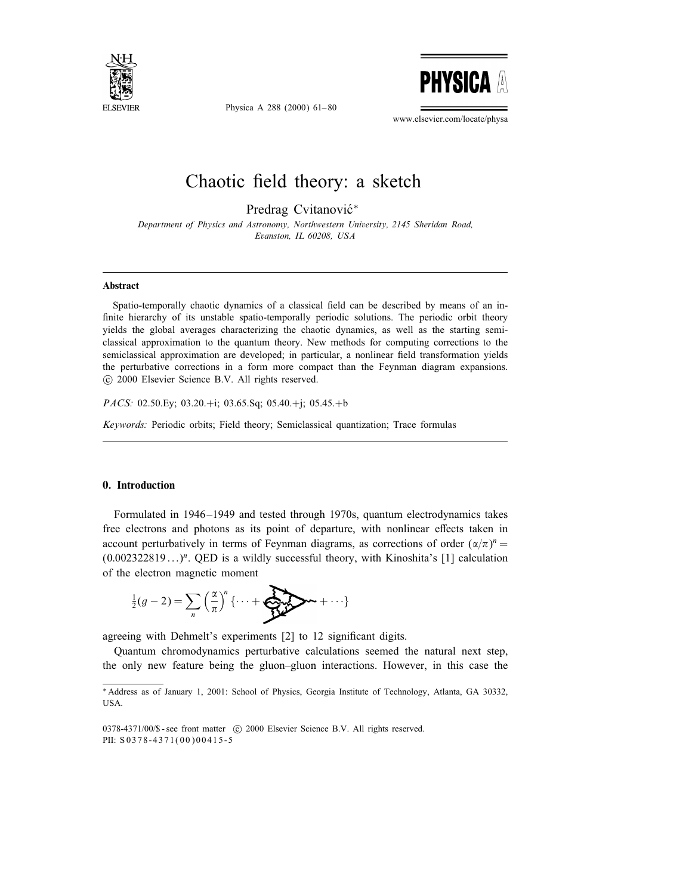# Chaotic field theory: a sketch

Predrag Cvitanović*

*Department of Physics and Astronomy, Northwestern University, 2145 Sheridan Road, Evanston, IL 60208, USA*

---

**Abstract**

Spatio-temporally chaotic dynamics of a classical field can be described by means of an infinite hierarchy of its unstable spatio-temporally periodic solutions. The periodic orbit theory yields the global averages characterizing the chaotic dynamics, as well as the starting semiclassical approximation to the quantum theory. New methods for computing corrections to the semiclassical approximation are developed; in particular, a nonlinear field transformation yields the perturbative corrections in a form more compact than the Feynman diagram expansions. © 2000 Elsevier Science B.V. All rights reserved.

*PACS:* 02.50.Ey; 03.20.+i; 03.65.Sq; 05.40.+j; 05.45.+b

*Keywords:* Periodic orbits; Field theory; Semiclassical quantization; Trace formulas

---

## 0. Introduction

Formulated in 1946–1949 and tested through 1970s, quantum electrodynamics takes free electrons and photons as its point of departure, with nonlinear effects taken in account perturbatively in terms of Feynman diagrams, as corrections of order $(\alpha/\pi)^n = (0.002322819\ldots)^n$. QED is a wildly successful theory, with Kinoshita's [1] calculation of the electron magnetic moment

$$\frac{1}{2}(g-2) = \sum_n \left(\frac{\alpha}{\pi}\right)^n \{\cdots + \text{[diagram]} + \cdots\}$$

agreeing with Dehmelt's experiments [2] to 12 significant digits.

Quantum chromodynamics perturbative calculations seemed the natural next step, the only new feature being the gluon–gluon interactions. However, in this case the

---

* Address as of January 1, 2001: School of Physics, Georgia Institute of Technology, Atlanta, GA 30332, USA.

0378-4371/00/\$ - see front matter © 2000 Elsevier Science B.V. All rights reserved.
PII: S0378-4371(00)00415-5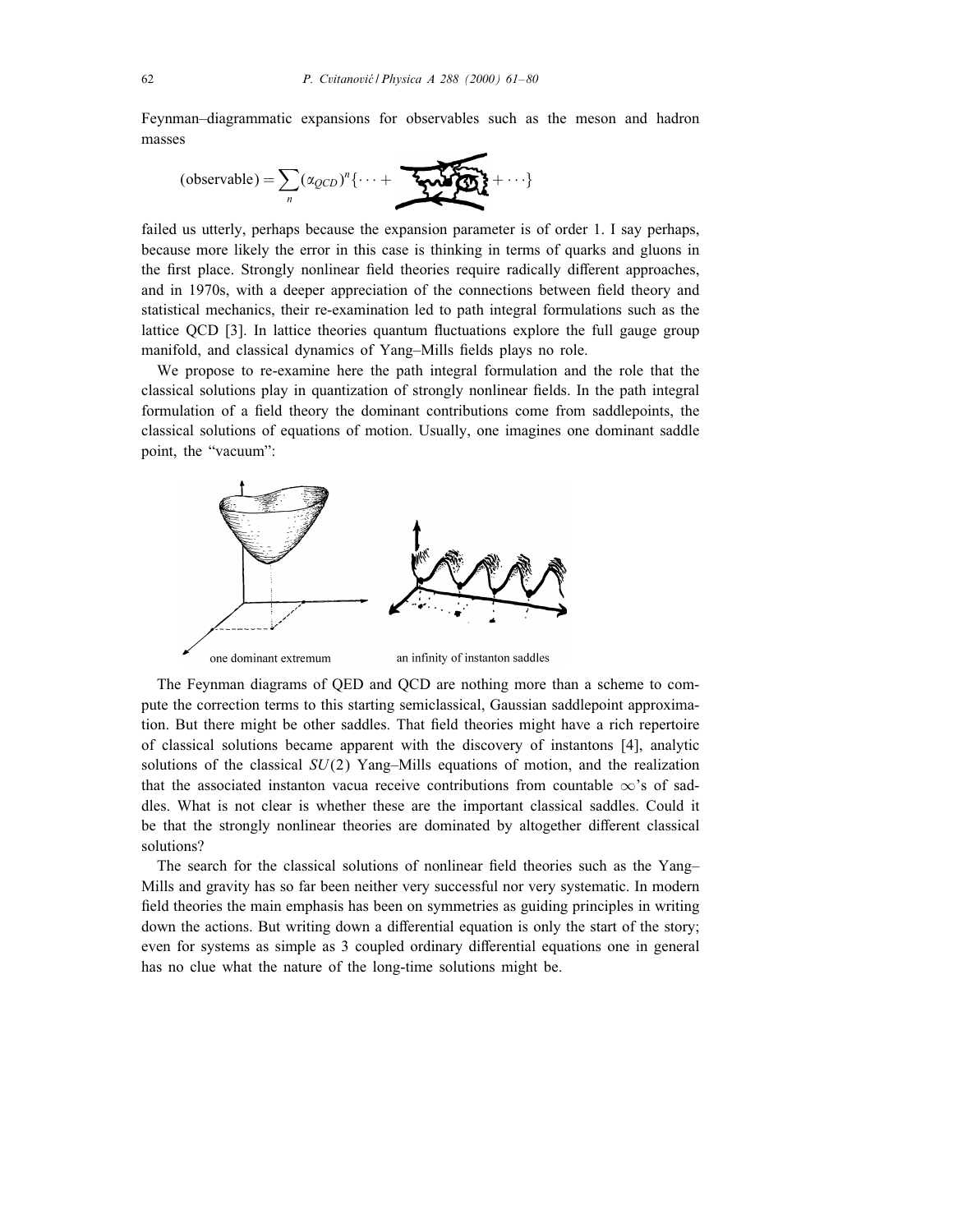Feynman–diagrammatic expansions for observables such as the meson and hadron masses

$$(\text{observable}) = \sum_n (\alpha_{QCD})^n \{ \cdots + \quad\quad\quad + \cdots \}$$

failed us utterly, perhaps because the expansion parameter is of order 1. I say perhaps, because more likely the error in this case is thinking in terms of quarks and gluons in the first place. Strongly nonlinear field theories require radically different approaches, and in 1970s, with a deeper appreciation of the connections between field theory and statistical mechanics, their re-examination led to path integral formulations such as the lattice QCD [3]. In lattice theories quantum fluctuations explore the full gauge group manifold, and classical dynamics of Yang–Mills fields plays no role.

We propose to re-examine here the path integral formulation and the role that the classical solutions play in quantization of strongly nonlinear fields. In the path integral formulation of a field theory the dominant contributions come from saddlepoints, the classical solutions of equations of motion. Usually, one imagines one dominant saddle point, the "vacuum":

one dominant extremum — an infinity of instanton saddles

The Feynman diagrams of QED and QCD are nothing more than a scheme to compute the correction terms to this starting semiclassical, Gaussian saddlepoint approximation. But there might be other saddles. That field theories might have a rich repertoire of classical solutions became apparent with the discovery of instantons [4], analytic solutions of the classical $SU(2)$ Yang–Mills equations of motion, and the realization that the associated instanton vacua receive contributions from countable $\infty$'s of saddles. What is not clear is whether these are the important classical saddles. Could it be that the strongly nonlinear theories are dominated by altogether different classical solutions?

The search for the classical solutions of nonlinear field theories such as the Yang–Mills and gravity has so far been neither very successful nor very systematic. In modern field theories the main emphasis has been on symmetries as guiding principles in writing down the actions. But writing down a differential equation is only the start of the story; even for systems as simple as 3 coupled ordinary differential equations one in general has no clue what the nature of the long-time solutions might be.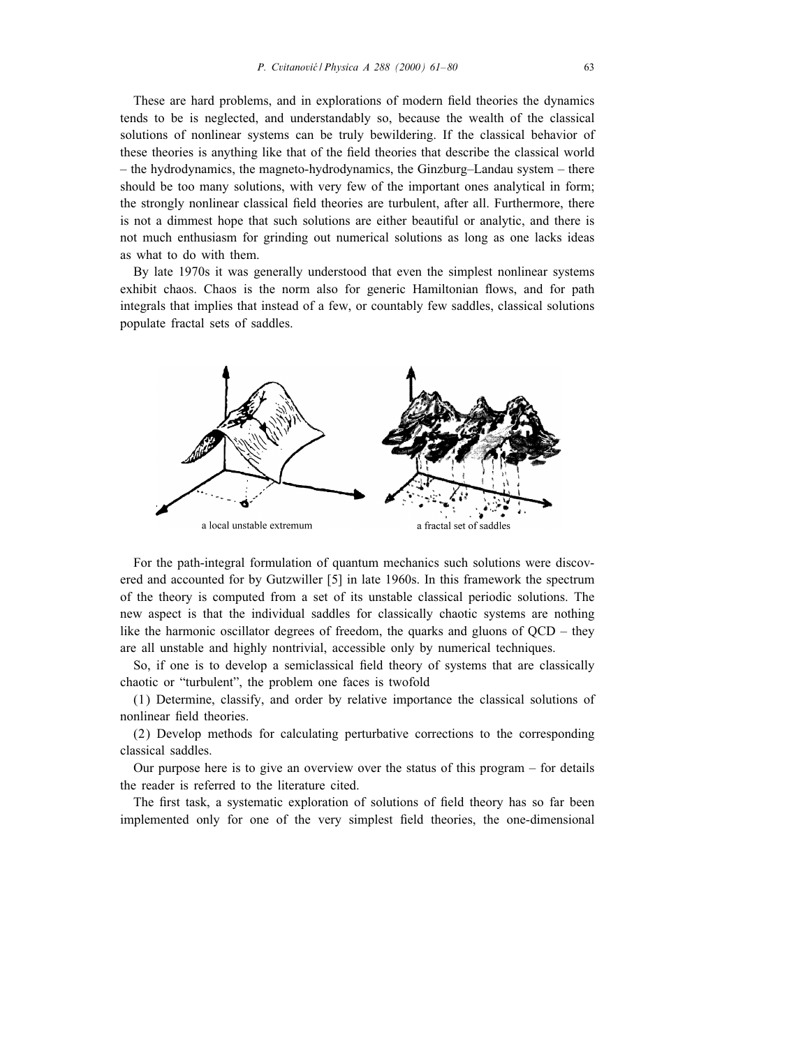These are hard problems, and in explorations of modern field theories the dynamics tends to be is neglected, and understandably so, because the wealth of the classical solutions of nonlinear systems can be truly bewildering. If the classical behavior of these theories is anything like that of the field theories that describe the classical world – the hydrodynamics, the magneto-hydrodynamics, the Ginzburg–Landau system – there should be too many solutions, with very few of the important ones analytical in form; the strongly nonlinear classical field theories are turbulent, after all. Furthermore, there is not a dimmest hope that such solutions are either beautiful or analytic, and there is not much enthusiasm for grinding out numerical solutions as long as one lacks ideas as what to do with them.

By late 1970s it was generally understood that even the simplest nonlinear systems exhibit chaos. Chaos is the norm also for generic Hamiltonian flows, and for path integrals that implies that instead of a few, or countably few saddles, classical solutions populate fractal sets of saddles.

a local unstable extremum

a fractal set of saddles

For the path-integral formulation of quantum mechanics such solutions were discovered and accounted for by Gutzwiller [5] in late 1960s. In this framework the spectrum of the theory is computed from a set of its unstable classical periodic solutions. The new aspect is that the individual saddles for classically chaotic systems are nothing like the harmonic oscillator degrees of freedom, the quarks and gluons of QCD – they are all unstable and highly nontrivial, accessible only by numerical techniques.

So, if one is to develop a semiclassical field theory of systems that are classically chaotic or "turbulent", the problem one faces is twofold

(1) Determine, classify, and order by relative importance the classical solutions of nonlinear field theories.

(2) Develop methods for calculating perturbative corrections to the corresponding classical saddles.

Our purpose here is to give an overview over the status of this program – for details the reader is referred to the literature cited.

The first task, a systematic exploration of solutions of field theory has so far been implemented only for one of the very simplest field theories, the one-dimensional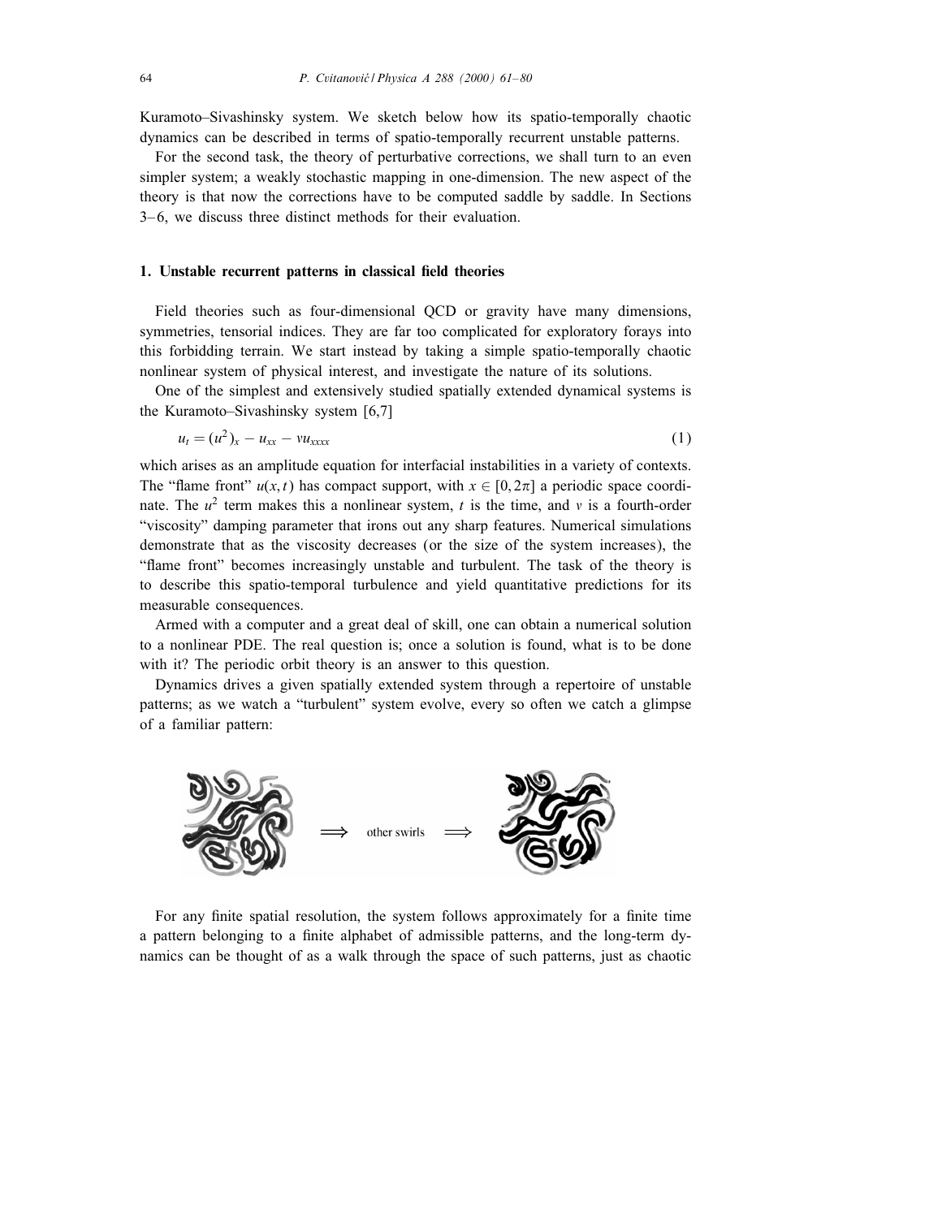Kuramoto–Sivashinsky system. We sketch below how its spatio-temporally chaotic dynamics can be described in terms of spatio-temporally recurrent unstable patterns.

For the second task, the theory of perturbative corrections, we shall turn to an even simpler system; a weakly stochastic mapping in one-dimension. The new aspect of the theory is that now the corrections have to be computed saddle by saddle. In Sections 3–6, we discuss three distinct methods for their evaluation.

## 1. Unstable recurrent patterns in classical field theories

Field theories such as four-dimensional QCD or gravity have many dimensions, symmetries, tensorial indices. They are far too complicated for exploratory forays into this forbidding terrain. We start instead by taking a simple spatio-temporally chaotic nonlinear system of physical interest, and investigate the nature of its solutions.

One of the simplest and extensively studied spatially extended dynamical systems is the Kuramoto–Sivashinsky system [6,7]

$$u_t = (u^2)_x - u_{xx} - v u_{xxxx} \tag{1}$$

which arises as an amplitude equation for interfacial instabilities in a variety of contexts. The "flame front" $u(x,t)$ has compact support, with $x \in [0, 2\pi]$ a periodic space coordinate. The $u^2$ term makes this a nonlinear system, $t$ is the time, and $v$ is a fourth-order "viscosity" damping parameter that irons out any sharp features. Numerical simulations demonstrate that as the viscosity decreases (or the size of the system increases), the "flame front" becomes increasingly unstable and turbulent. The task of the theory is to describe this spatio-temporal turbulence and yield quantitative predictions for its measurable consequences.

Armed with a computer and a great deal of skill, one can obtain a numerical solution to a nonlinear PDE. The real question is; once a solution is found, what is to be done with it? The periodic orbit theory is an answer to this question.

Dynamics drives a given spatially extended system through a repertoire of unstable patterns; as we watch a "turbulent" system evolve, every so often we catch a glimpse of a familiar pattern:

$\Longrightarrow$ other swirls $\Longrightarrow$

For any finite spatial resolution, the system follows approximately for a finite time a pattern belonging to a finite alphabet of admissible patterns, and the long-term dynamics can be thought of as a walk through the space of such patterns, just as chaotic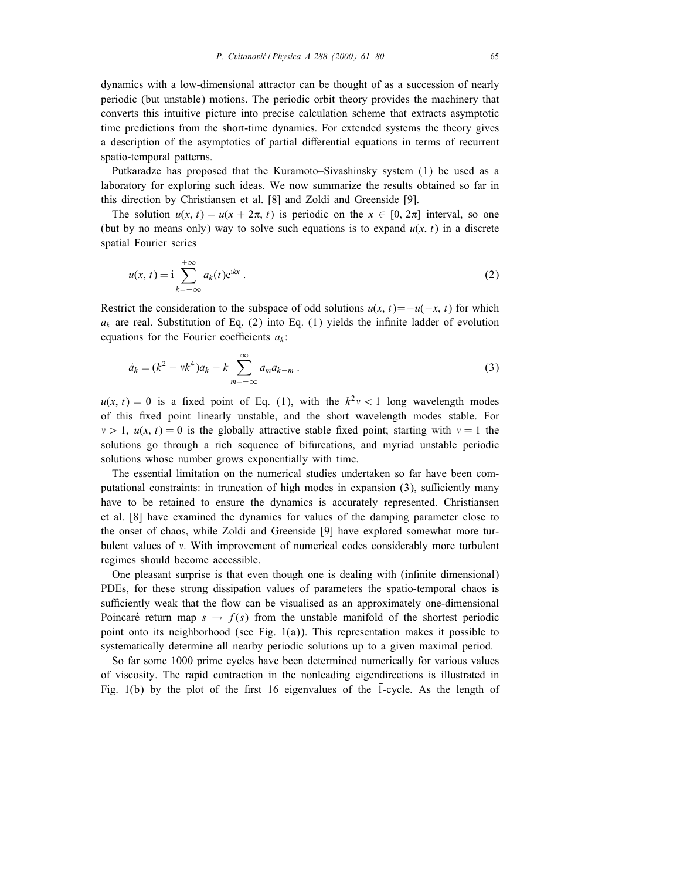dynamics with a low-dimensional attractor can be thought of as a succession of nearly periodic (but unstable) motions. The periodic orbit theory provides the machinery that converts this intuitive picture into precise calculation scheme that extracts asymptotic time predictions from the short-time dynamics. For extended systems the theory gives a description of the asymptotics of partial differential equations in terms of recurrent spatio-temporal patterns.

Putkaradze has proposed that the Kuramoto–Sivashinsky system (1) be used as a laboratory for exploring such ideas. We now summarize the results obtained so far in this direction by Christiansen et al. [8] and Zoldi and Greenside [9].

The solution $u(x,t) = u(x+2\pi, t)$ is periodic on the $x \in [0, 2\pi]$ interval, so one (but by no means only) way to solve such equations is to expand $u(x,t)$ in a discrete spatial Fourier series

$$u(x,t) = \mathrm{i} \sum_{k=-\infty}^{+\infty} a_k(t) \mathrm{e}^{\mathrm{i}kx} . \tag{2}$$

Restrict the consideration to the subspace of odd solutions $u(x,t) = -u(-x,t)$ for which $a_k$ are real. Substitution of Eq. (2) into Eq. (1) yields the infinite ladder of evolution equations for the Fourier coefficients $a_k$:

$$\dot{a}_k = (k^2 - \nu k^4) a_k - k \sum_{m=-\infty}^{\infty} a_m a_{k-m} . \tag{3}$$

$u(x,t) = 0$ is a fixed point of Eq. (1), with the $k^2 \nu < 1$ long wavelength modes of this fixed point linearly unstable, and the short wavelength modes stable. For $\nu > 1$, $u(x,t) = 0$ is the globally attractive stable fixed point; starting with $\nu = 1$ the solutions go through a rich sequence of bifurcations, and myriad unstable periodic solutions whose number grows exponentially with time.

The essential limitation on the numerical studies undertaken so far have been computational constraints: in truncation of high modes in expansion (3), sufficiently many have to be retained to ensure the dynamics is accurately represented. Christiansen et al. [8] have examined the dynamics for values of the damping parameter close to the onset of chaos, while Zoldi and Greenside [9] have explored somewhat more turbulent values of $\nu$. With improvement of numerical codes considerably more turbulent regimes should become accessible.

One pleasant surprise is that even though one is dealing with (infinite dimensional) PDEs, for these strong dissipation values of parameters the spatio-temporal chaos is sufficiently weak that the flow can be visualised as an approximately one-dimensional Poincaré return map $s \to f(s)$ from the unstable manifold of the shortest periodic point onto its neighborhood (see Fig. 1(a)). This representation makes it possible to systematically determine all nearby periodic solutions up to a given maximal period.

So far some 1000 prime cycles have been determined numerically for various values of viscosity. The rapid contraction in the nonleading eigendirections is illustrated in Fig. 1(b) by the plot of the first 16 eigenvalues of the $\bar{1}$-cycle. As the length of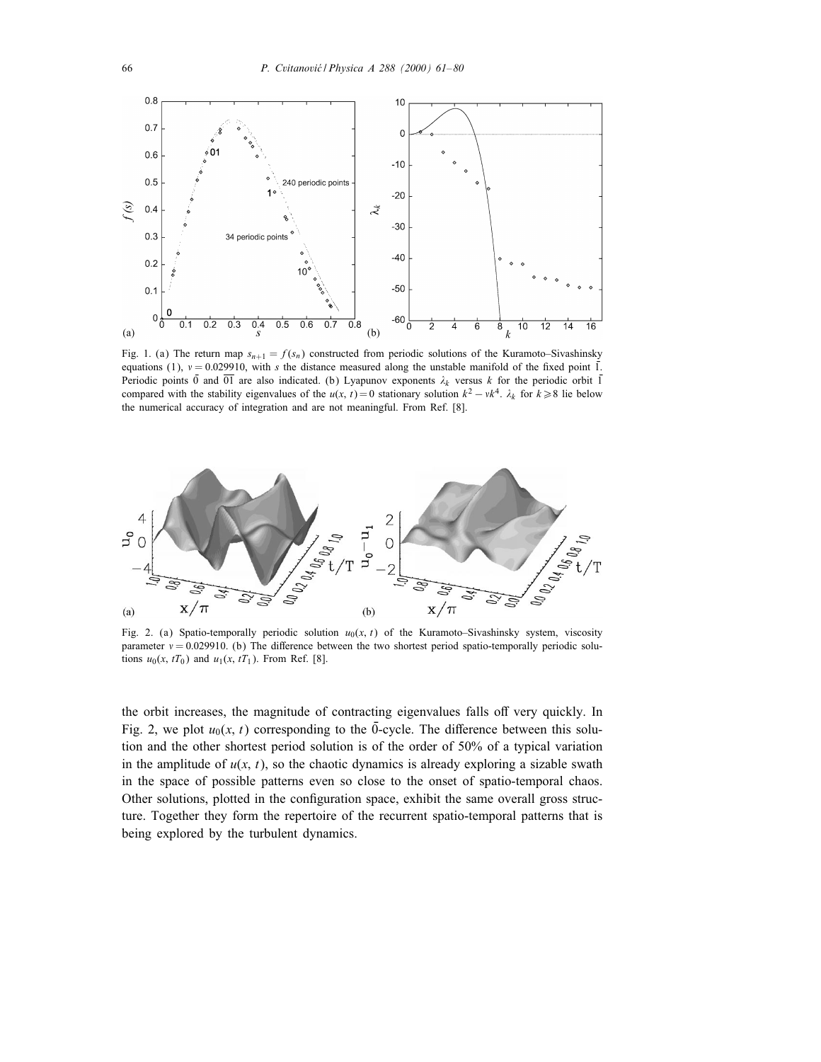Fig. 1. (a) The return map $s_{n+1} = f(s_n)$ constructed from periodic solutions of the Kuramoto–Sivashinsky equations (1), $v = 0.029910$, with $s$ the distance measured along the unstable manifold of the fixed point $\bar{1}$. Periodic points $\bar{0}$ and $\overline{01}$ are also indicated. (b) Lyapunov exponents $\lambda_k$ versus $k$ for the periodic orbit $\bar{1}$ compared with the stability eigenvalues of the $u(x,t) = 0$ stationary solution $k^2 - vk^4$. $\lambda_k$ for $k \geqslant 8$ lie below the numerical accuracy of integration and are not meaningful. From Ref. [8].

Fig. 2. (a) Spatio-temporally periodic solution $u_0(x,t)$ of the Kuramoto–Sivashinsky system, viscosity parameter $v = 0.029910$. (b) The difference between the two shortest period spatio-temporally periodic solutions $u_0(x, tT_0)$ and $u_1(x, tT_1)$. From Ref. [8].

the orbit increases, the magnitude of contracting eigenvalues falls off very quickly. In Fig. 2, we plot $u_0(x,t)$ corresponding to the $\bar{0}$-cycle. The difference between this solution and the other shortest period solution is of the order of 50% of a typical variation in the amplitude of $u(x,t)$, so the chaotic dynamics is already exploring a sizable swath in the space of possible patterns even so close to the onset of spatio-temporal chaos. Other solutions, plotted in the configuration space, exhibit the same overall gross structure. Together they form the repertoire of the recurrent spatio-temporal patterns that is being explored by the turbulent dynamics.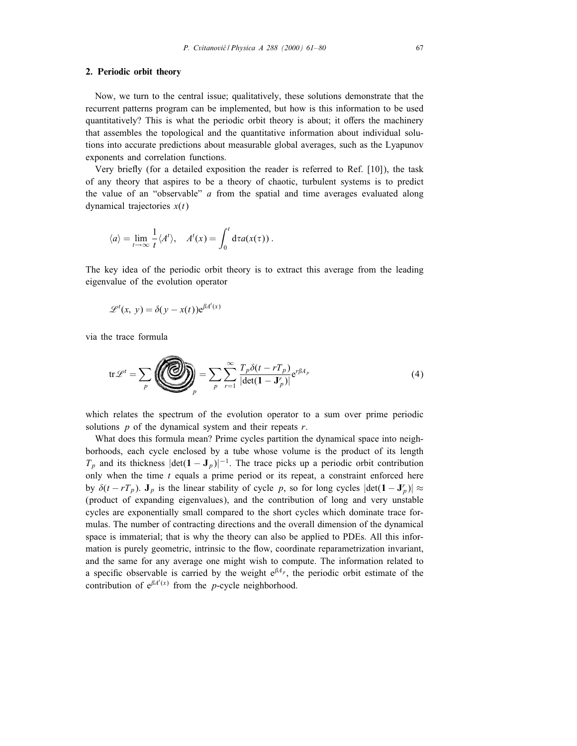## 2. Periodic orbit theory

Now, we turn to the central issue; qualitatively, these solutions demonstrate that the recurrent patterns program can be implemented, but how is this information to be used quantitatively? This is what the periodic orbit theory is about; it offers the machinery that assembles the topological and the quantitative information about individual solutions into accurate predictions about measurable global averages, such as the Lyapunov exponents and correlation functions.

Very briefly (for a detailed exposition the reader is referred to Ref. [10]), the task of any theory that aspires to be a theory of chaotic, turbulent systems is to predict the value of an "observable" $a$ from the spatial and time averages evaluated along dynamical trajectories $x(t)$

$$\langle a \rangle = \lim_{t\to\infty} \frac{1}{t}\langle A^t \rangle, \quad A^t(x) = \int_0^t \mathrm{d}\tau a(x(\tau)) .$$

The key idea of the periodic orbit theory is to extract this average from the leading eigenvalue of the evolution operator

$$\mathscr{L}^t(x,\, y) = \delta(y - x(t))\mathrm{e}^{\beta A^t(x)}$$

via the trace formula

$$\mathrm{tr}\,\mathscr{L}^t = \sum_p \Big(\;\Big)_p = \sum_p \sum_{r=1}^{\infty} \frac{T_p \delta(t - rT_p)}{|\det(\mathbf{1} - \mathbf{J}_p^r)|} \mathrm{e}^{r\beta A_p} \tag{4}$$

which relates the spectrum of the evolution operator to a sum over prime periodic solutions $p$ of the dynamical system and their repeats $r$.

What does this formula mean? Prime cycles partition the dynamical space into neighborhoods, each cycle enclosed by a tube whose volume is the product of its length $T_p$ and its thickness $|\det(\mathbf{1} - \mathbf{J}_p)|^{-1}$. The trace picks up a periodic orbit contribution only when the time $t$ equals a prime period or its repeat, a constraint enforced here by $\delta(t - rT_p)$. $\mathbf{J}_p$ is the linear stability of cycle $p$, so for long cycles $|\det(\mathbf{1} - \mathbf{J}_p^r)| \approx$ (product of expanding eigenvalues), and the contribution of long and very unstable cycles are exponentially small compared to the short cycles which dominate trace formulas. The number of contracting directions and the overall dimension of the dynamical space is immaterial; that is why the theory can also be applied to PDEs. All this information is purely geometric, intrinsic to the flow, coordinate reparametrization invariant, and the same for any average one might wish to compute. The information related to a specific observable is carried by the weight $\mathrm{e}^{\beta A_p}$, the periodic orbit estimate of the contribution of $\mathrm{e}^{\beta A^t(x)}$ from the $p$-cycle neighborhood.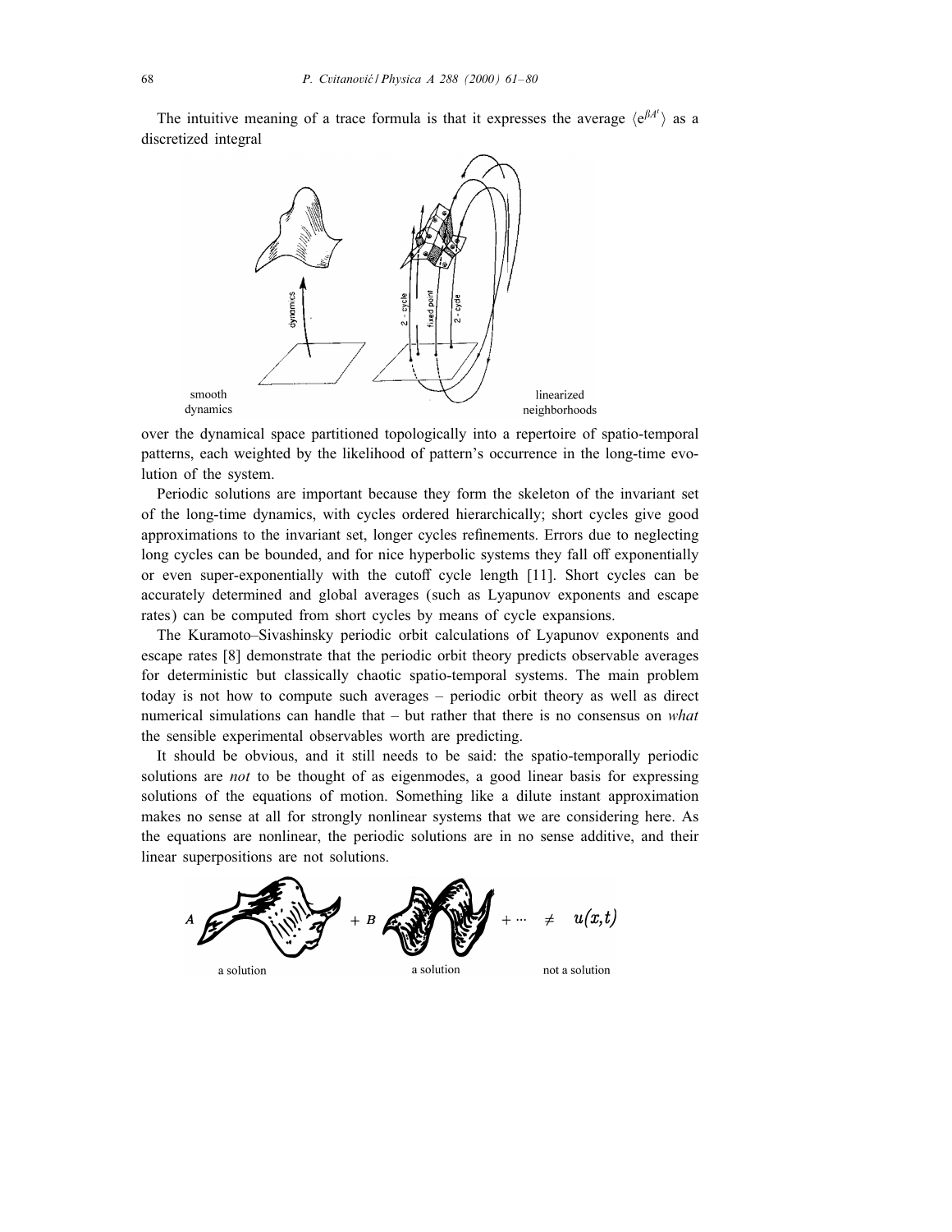The intuitive meaning of a trace formula is that it expresses the average $\langle e^{\beta A^t} \rangle$ as a discretized integral

over the dynamical space partitioned topologically into a repertoire of spatio-temporal patterns, each weighted by the likelihood of pattern's occurrence in the long-time evolution of the system.

Periodic solutions are important because they form the skeleton of the invariant set of the long-time dynamics, with cycles ordered hierarchically; short cycles give good approximations to the invariant set, longer cycles refinements. Errors due to neglecting long cycles can be bounded, and for nice hyperbolic systems they fall off exponentially or even super-exponentially with the cutoff cycle length [11]. Short cycles can be accurately determined and global averages (such as Lyapunov exponents and escape rates) can be computed from short cycles by means of cycle expansions.

The Kuramoto–Sivashinsky periodic orbit calculations of Lyapunov exponents and escape rates [8] demonstrate that the periodic orbit theory predicts observable averages for deterministic but classically chaotic spatio-temporal systems. The main problem today is not how to compute such averages – periodic orbit theory as well as direct numerical simulations can handle that – but rather that there is no consensus on *what* the sensible experimental observables worth are predicting.

It should be obvious, and it still needs to be said: the spatio-temporally periodic solutions are *not* to be thought of as eigenmodes, a good linear basis for expressing solutions of the equations of motion. Something like a dilute instant approximation makes no sense at all for strongly nonlinear systems that we are considering here. As the equations are nonlinear, the periodic solutions are in no sense additive, and their linear superpositions are not solutions.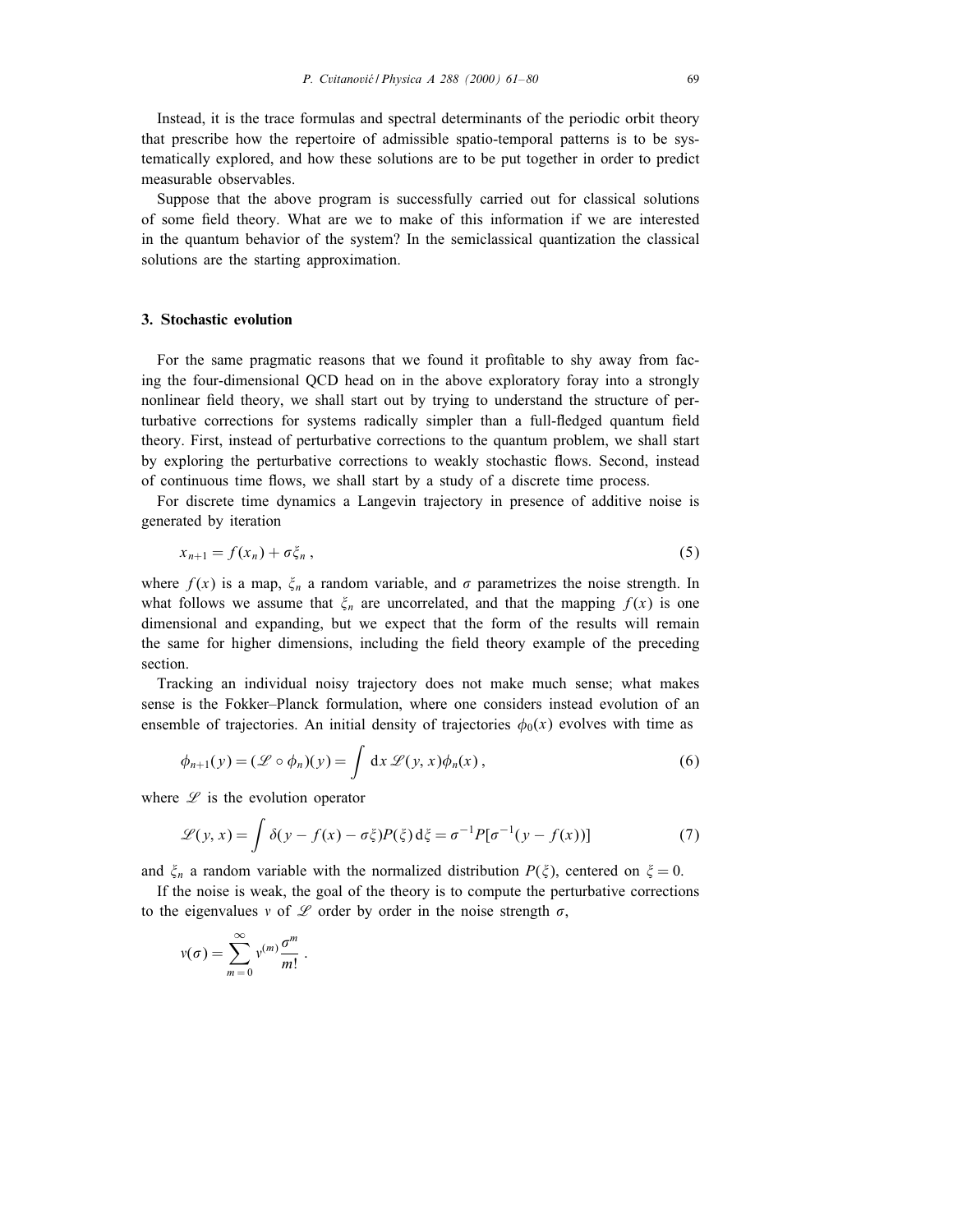Instead, it is the trace formulas and spectral determinants of the periodic orbit theory that prescribe how the repertoire of admissible spatio-temporal patterns is to be systematically explored, and how these solutions are to be put together in order to predict measurable observables.

Suppose that the above program is successfully carried out for classical solutions of some field theory. What are we to make of this information if we are interested in the quantum behavior of the system? In the semiclassical quantization the classical solutions are the starting approximation.

## 3. Stochastic evolution

For the same pragmatic reasons that we found it profitable to shy away from facing the four-dimensional QCD head on in the above exploratory foray into a strongly nonlinear field theory, we shall start out by trying to understand the structure of perturbative corrections for systems radically simpler than a full-fledged quantum field theory. First, instead of perturbative corrections to the quantum problem, we shall start by exploring the perturbative corrections to weakly stochastic flows. Second, instead of continuous time flows, we shall start by a study of a discrete time process.

For discrete time dynamics a Langevin trajectory in presence of additive noise is generated by iteration

$$x_{n+1} = f(x_n) + \sigma\xi_n \,, \tag{5}$$

where $f(x)$ is a map, $\xi_n$ a random variable, and $\sigma$ parametrizes the noise strength. In what follows we assume that $\xi_n$ are uncorrelated, and that the mapping $f(x)$ is one dimensional and expanding, but we expect that the form of the results will remain the same for higher dimensions, including the field theory example of the preceding section.

Tracking an individual noisy trajectory does not make much sense; what makes sense is the Fokker–Planck formulation, where one considers instead evolution of an ensemble of trajectories. An initial density of trajectories $\phi_0(x)$ evolves with time as

$$\phi_{n+1}(y) = (\mathscr{L} \circ \phi_n)(y) = \int \mathrm{d}x\, \mathscr{L}(y,x)\phi_n(x) \,, \tag{6}$$

where $\mathscr{L}$ is the evolution operator

$$\mathscr{L}(y,x) = \int \delta(y - f(x) - \sigma\xi)P(\xi)\,\mathrm{d}\xi = \sigma^{-1}P[\sigma^{-1}(y - f(x))] \tag{7}$$

and $\xi_n$ a random variable with the normalized distribution $P(\xi)$, centered on $\xi = 0$.

If the noise is weak, the goal of the theory is to compute the perturbative corrections to the eigenvalues $v$ of $\mathscr{L}$ order by order in the noise strength $\sigma$,

$$v(\sigma) = \sum_{m=0}^{\infty} v^{(m)} \frac{\sigma^m}{m!} \,.$$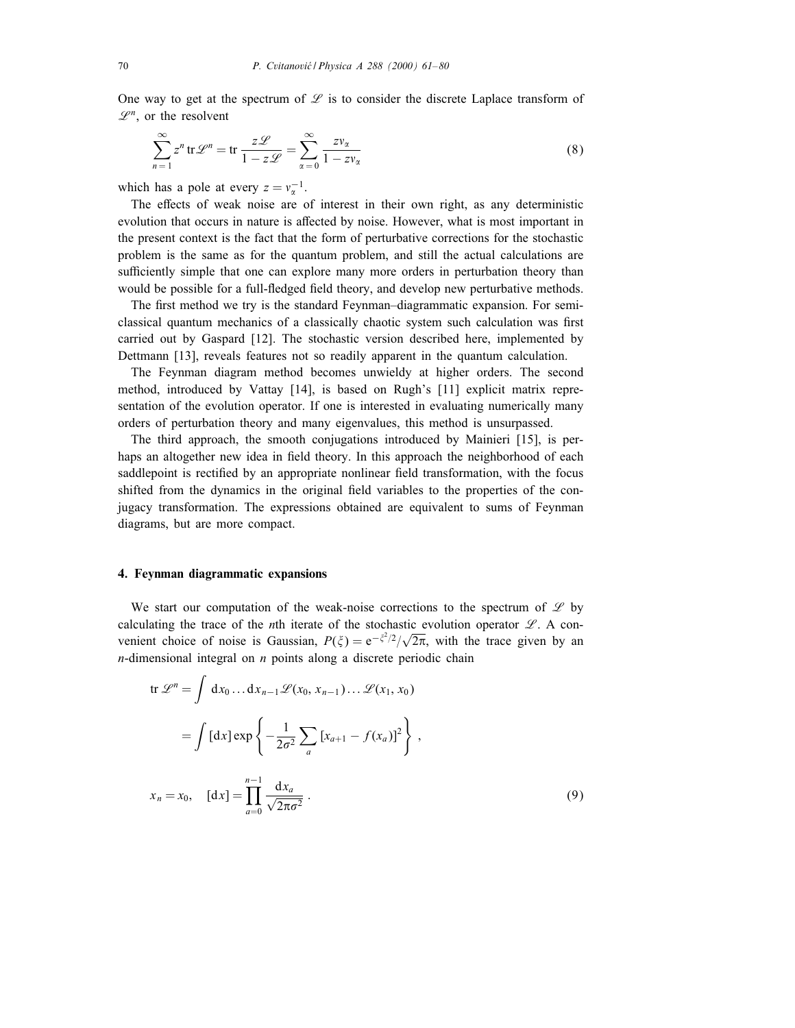One way to get at the spectrum of $\mathscr{L}$ is to consider the discrete Laplace transform of $\mathscr{L}^n$, or the resolvent

$$\sum_{n=1}^{\infty} z^n \operatorname{tr} \mathscr{L}^n = \operatorname{tr} \frac{z\mathscr{L}}{1 - z\mathscr{L}} = \sum_{\alpha=0}^{\infty} \frac{z v_\alpha}{1 - z v_\alpha} \tag{8}$$

which has a pole at every $z = v_\alpha^{-1}$.

The effects of weak noise are of interest in their own right, as any deterministic evolution that occurs in nature is affected by noise. However, what is most important in the present context is the fact that the form of perturbative corrections for the stochastic problem is the same as for the quantum problem, and still the actual calculations are sufficiently simple that one can explore many more orders in perturbation theory than would be possible for a full-fledged field theory, and develop new perturbative methods.

The first method we try is the standard Feynman–diagrammatic expansion. For semiclassical quantum mechanics of a classically chaotic system such calculation was first carried out by Gaspard [12]. The stochastic version described here, implemented by Dettmann [13], reveals features not so readily apparent in the quantum calculation.

The Feynman diagram method becomes unwieldy at higher orders. The second method, introduced by Vattay [14], is based on Rugh's [11] explicit matrix representation of the evolution operator. If one is interested in evaluating numerically many orders of perturbation theory and many eigenvalues, this method is unsurpassed.

The third approach, the smooth conjugations introduced by Mainieri [15], is perhaps an altogether new idea in field theory. In this approach the neighborhood of each saddlepoint is rectified by an appropriate nonlinear field transformation, with the focus shifted from the dynamics in the original field variables to the properties of the conjugacy transformation. The expressions obtained are equivalent to sums of Feynman diagrams, but are more compact.

## 4. Feynman diagrammatic expansions

We start our computation of the weak-noise corrections to the spectrum of $\mathscr{L}$ by calculating the trace of the $n$th iterate of the stochastic evolution operator $\mathscr{L}$. A convenient choice of noise is Gaussian, $P(\xi) = e^{-\xi^2/2}/\sqrt{2\pi}$, with the trace given by an $n$-dimensional integral on $n$ points along a discrete periodic chain

$$\begin{aligned}
\operatorname{tr} \mathscr{L}^n &= \int \mathrm{d}x_0 \ldots \mathrm{d}x_{n-1} \mathscr{L}(x_0, x_{n-1}) \ldots \mathscr{L}(x_1, x_0) \\
&= \int [\mathrm{d}x] \exp\left\{ -\frac{1}{2\sigma^2} \sum_a [x_{a+1} - f(x_a)]^2 \right\} , \\
x_n = x_0, \quad [\mathrm{d}x] &= \prod_{a=0}^{n-1} \frac{\mathrm{d}x_a}{\sqrt{2\pi\sigma^2}} .
\end{aligned} \tag{9}$$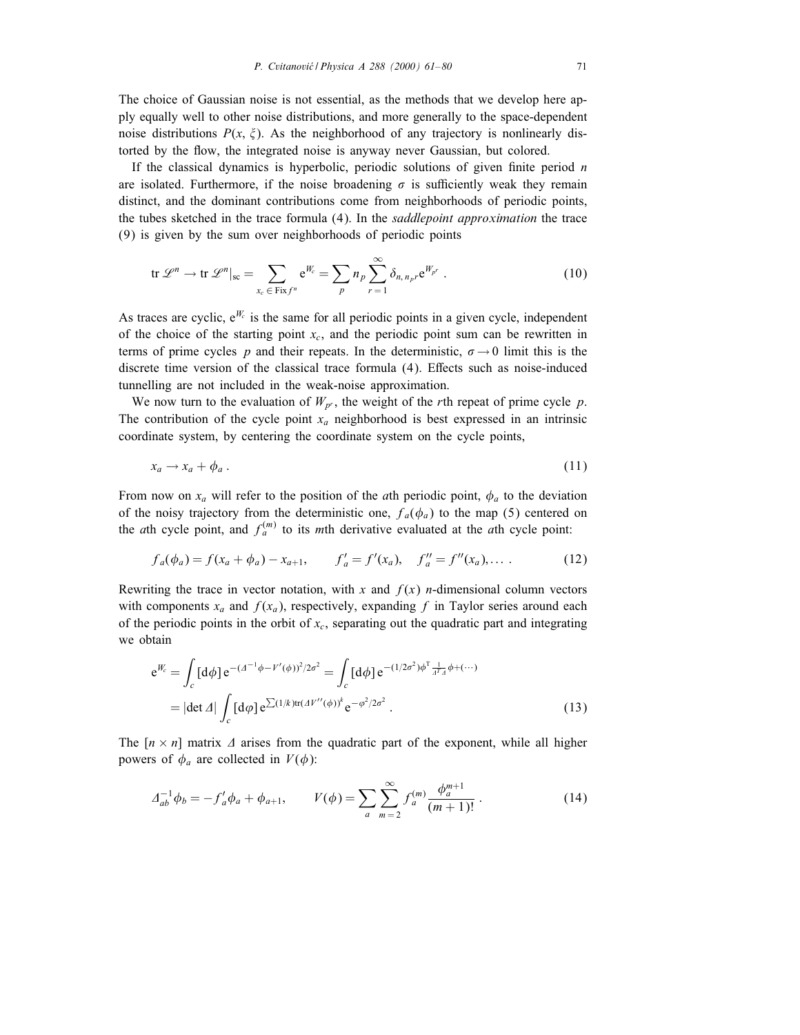The choice of Gaussian noise is not essential, as the methods that we develop here apply equally well to other noise distributions, and more generally to the space-dependent noise distributions $P(x, \xi)$. As the neighborhood of any trajectory is nonlinearly distorted by the flow, the integrated noise is anyway never Gaussian, but colored.

If the classical dynamics is hyperbolic, periodic solutions of given finite period $n$ are isolated. Furthermore, if the noise broadening $\sigma$ is sufficiently weak they remain distinct, and the dominant contributions come from neighborhoods of periodic points, the tubes sketched in the trace formula (4). In the *saddlepoint approximation* the trace (9) is given by the sum over neighborhoods of periodic points

$$\mathrm{tr}\,\mathscr{L}^n \to \mathrm{tr}\,\mathscr{L}^n|_{\mathrm{sc}} = \sum_{x_c \in \mathrm{Fix}\, f^n} \mathrm{e}^{W_c} = \sum_p n_p \sum_{r=1}^{\infty} \delta_{n,n_p r} \mathrm{e}^{W_{p^r}} \,. \tag{10}$$

As traces are cyclic, $\mathrm{e}^{W_c}$ is the same for all periodic points in a given cycle, independent of the choice of the starting point $x_c$, and the periodic point sum can be rewritten in terms of prime cycles $p$ and their repeats. In the deterministic, $\sigma \to 0$ limit this is the discrete time version of the classical trace formula (4). Effects such as noise-induced tunnelling are not included in the weak-noise approximation.

We now turn to the evaluation of $W_{p^r}$, the weight of the $r$th repeat of prime cycle $p$. The contribution of the cycle point $x_a$ neighborhood is best expressed in an intrinsic coordinate system, by centering the coordinate system on the cycle points,

$$x_a \to x_a + \phi_a \,. \tag{11}$$

From now on $x_a$ will refer to the position of the $a$th periodic point, $\phi_a$ to the deviation of the noisy trajectory from the deterministic one, $f_a(\phi_a)$ to the map (5) centered on the $a$th cycle point, and $f_a^{(m)}$ to its $m$th derivative evaluated at the $a$th cycle point:

$$f_a(\phi_a) = f(x_a + \phi_a) - x_{a+1}, \qquad f'_a = f'(x_a), \quad f''_a = f''(x_a), \ldots \,. \tag{12}$$

Rewriting the trace in vector notation, with $x$ and $f(x)$ $n$-dimensional column vectors with components $x_a$ and $f(x_a)$, respectively, expanding $f$ in Taylor series around each of the periodic points in the orbit of $x_c$, separating out the quadratic part and integrating we obtain

$$\begin{aligned}
\mathrm{e}^{W_c} &= \int_c [\mathrm{d}\phi]\, \mathrm{e}^{-(\Delta^{-1}\phi - V'(\phi))^2/2\sigma^2} = \int_c [\mathrm{d}\phi]\, \mathrm{e}^{-(1/2\sigma^2)\phi^{\mathrm{T}} \frac{1}{\Delta^{\mathrm{T}}\Delta}\phi + (\cdots)} \\
&= |\det \Delta| \int_c [\mathrm{d}\varphi]\, \mathrm{e}^{\sum (1/k) \mathrm{tr}(\Delta V''(\phi))^k} \mathrm{e}^{-\varphi^2/2\sigma^2} \,.
\end{aligned} \tag{13}$$

The $[n \times n]$ matrix $\Delta$ arises from the quadratic part of the exponent, while all higher powers of $\phi_a$ are collected in $V(\phi)$:

$$\Delta^{-1}_{ab}\phi_b = -f'_a \phi_a + \phi_{a+1}, \qquad V(\phi) = \sum_a \sum_{m=2}^{\infty} f_a^{(m)} \frac{\phi_a^{m+1}}{(m+1)!} \,. \tag{14}$$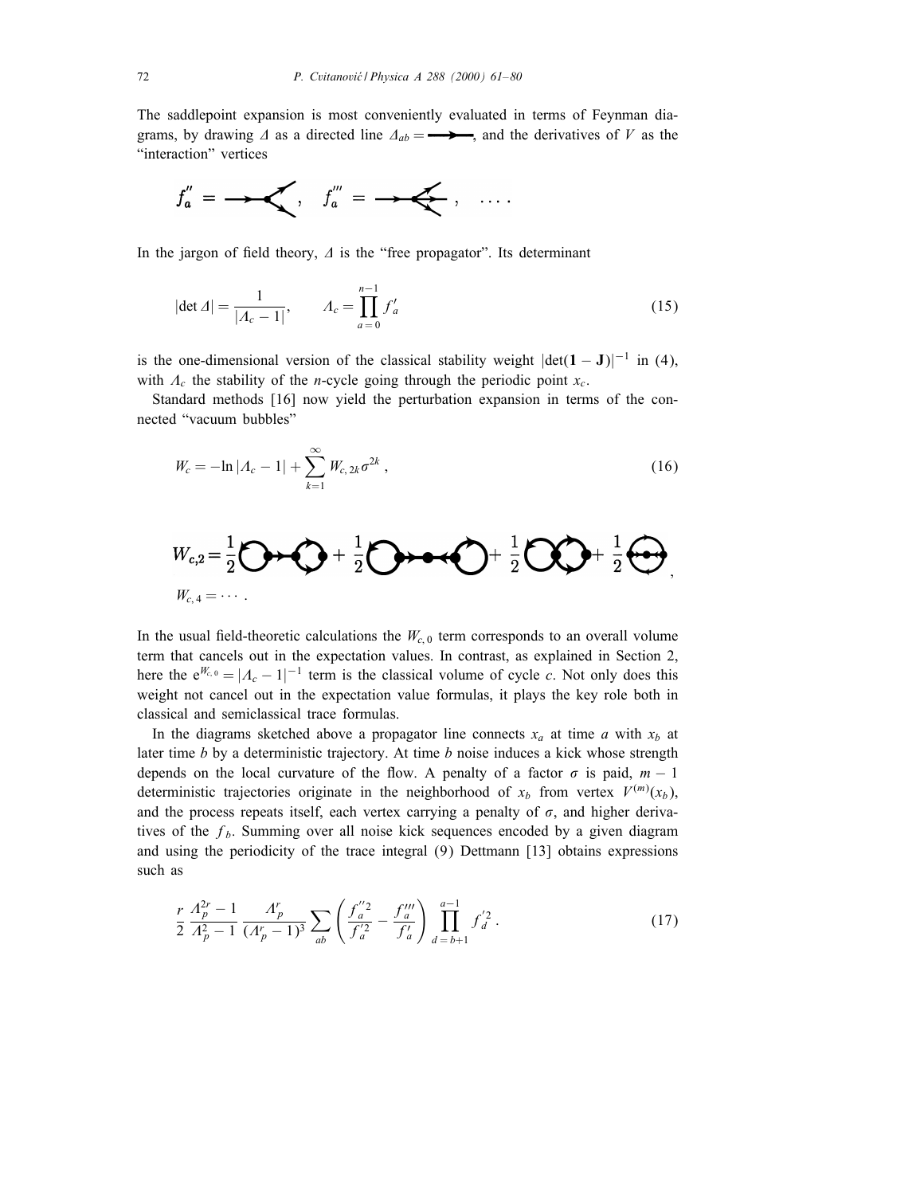The saddlepoint expansion is most conveniently evaluated in terms of Feynman diagrams, by drawing $\Delta$ as a directed line $\Delta_{ab} = \longrightarrow$, and the derivatives of $V$ as the "interaction" vertices

$$f_a'' = \longrightarrow\!\!\!\!\bullet\!\!<, \quad f_a''' = \longrightarrow\!\!\!\!\bullet\!\!\!\leftarrow\!\!<, \quad \ldots .$$

In the jargon of field theory, $\Delta$ is the "free propagator". Its determinant

$$|\det \Delta| = \frac{1}{|\Lambda_c - 1|}, \qquad \Lambda_c = \prod_{a=0}^{n-1} f'_a \tag{15}$$

is the one-dimensional version of the classical stability weight $|\det(\mathbf{1} - \mathbf{J})|^{-1}$ in (4), with $\Lambda_c$ the stability of the $n$-cycle going through the periodic point $x_c$.

Standard methods [16] now yield the perturbation expansion in terms of the connected "vacuum bubbles"

$$W_c = -\ln|\Lambda_c - 1| + \sum_{k=1}^{\infty} W_{c,2k}\sigma^{2k}, \tag{16}$$

$$W_{c,2} = \frac{1}{2}(\text{diagram}) + \frac{1}{2}(\text{diagram}) + \frac{1}{2}(\text{diagram}) + \frac{1}{2}(\text{diagram}),$$

$$W_{c,4} = \cdots .$$

In the usual field-theoretic calculations the $W_{c,0}$ term corresponds to an overall volume term that cancels out in the expectation values. In contrast, as explained in Section 2, here the $e^{W_{c,0}} = |\Lambda_c - 1|^{-1}$ term is the classical volume of cycle $c$. Not only does this weight not cancel out in the expectation value formulas, it plays the key role both in classical and semiclassical trace formulas.

In the diagrams sketched above a propagator line connects $x_a$ at time $a$ with $x_b$ at later time $b$ by a deterministic trajectory. At time $b$ noise induces a kick whose strength depends on the local curvature of the flow. A penalty of a factor $\sigma$ is paid, $m-1$ deterministic trajectories originate in the neighborhood of $x_b$ from vertex $V^{(m)}(x_b)$, and the process repeats itself, each vertex carrying a penalty of $\sigma$, and higher derivatives of the $f_b$. Summing over all noise kick sequences encoded by a given diagram and using the periodicity of the trace integral (9) Dettmann [13] obtains expressions such as

$$\frac{r}{2}\,\frac{\Lambda_p^{2r} - 1}{\Lambda_p^2 - 1}\,\frac{\Lambda_p^r}{(\Lambda_p^r - 1)^3} \sum_{ab} \left( \frac{f_a''^2}{f_a'^2} - \frac{f_a'''}{f_a'} \right) \prod_{d=b+1}^{a-1} f_d'^2 . \tag{17}$$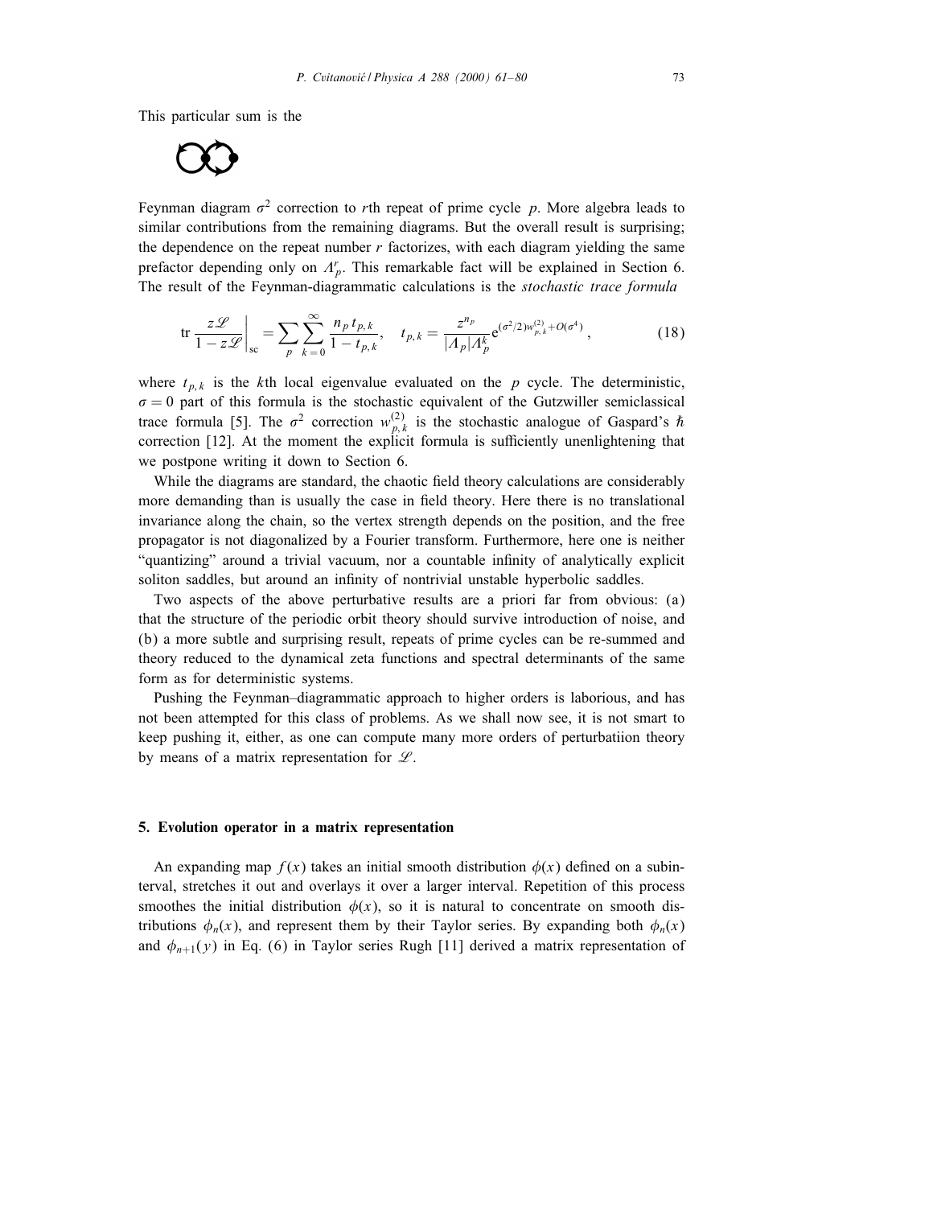This particular sum is the

Feynman diagram $\sigma^2$ correction to $r$th repeat of prime cycle $p$. More algebra leads to similar contributions from the remaining diagrams. But the overall result is surprising; the dependence on the repeat number $r$ factorizes, with each diagram yielding the same prefactor depending only on $\Lambda_p^r$. This remarkable fact will be explained in Section 6. The result of the Feynman-diagrammatic calculations is the *stochastic trace formula*

$$\operatorname{tr} \frac{z\mathscr{L}}{1 - z\mathscr{L}}\bigg|_{\rm sc} = \sum_p \sum_{k=0}^{\infty} \frac{n_p\, t_{p,k}}{1 - t_{p,k}}, \quad t_{p,k} = \frac{z^{n_p}}{|\Lambda_p|\Lambda_p^k} e^{(\sigma^2/2)w_{p,k}^{(2)} + O(\sigma^4)}, \tag{18}$$

where $t_{p,k}$ is the $k$th local eigenvalue evaluated on the $p$ cycle. The deterministic, $\sigma = 0$ part of this formula is the stochastic equivalent of the Gutzwiller semiclassical trace formula [5]. The $\sigma^2$ correction $w_{p,k}^{(2)}$ is the stochastic analogue of Gaspard's $\hbar$ correction [12]. At the moment the explicit formula is sufficiently unenlightening that we postpone writing it down to Section 6.

While the diagrams are standard, the chaotic field theory calculations are considerably more demanding than is usually the case in field theory. Here there is no translational invariance along the chain, so the vertex strength depends on the position, and the free propagator is not diagonalized by a Fourier transform. Furthermore, here one is neither "quantizing" around a trivial vacuum, nor a countable infinity of analytically explicit soliton saddles, but around an infinity of nontrivial unstable hyperbolic saddles.

Two aspects of the above perturbative results are a priori far from obvious: (a) that the structure of the periodic orbit theory should survive introduction of noise, and (b) a more subtle and surprising result, repeats of prime cycles can be re-summed and theory reduced to the dynamical zeta functions and spectral determinants of the same form as for deterministic systems.

Pushing the Feynman–diagrammatic approach to higher orders is laborious, and has not been attempted for this class of problems. As we shall now see, it is not smart to keep pushing it, either, as one can compute many more orders of perturbatiion theory by means of a matrix representation for $\mathscr{L}$.

## 5. Evolution operator in a matrix representation

An expanding map $f(x)$ takes an initial smooth distribution $\phi(x)$ defined on a subinterval, stretches it out and overlays it over a larger interval. Repetition of this process smoothes the initial distribution $\phi(x)$, so it is natural to concentrate on smooth distributions $\phi_n(x)$, and represent them by their Taylor series. By expanding both $\phi_n(x)$ and $\phi_{n+1}(y)$ in Eq. (6) in Taylor series Rugh [11] derived a matrix representation of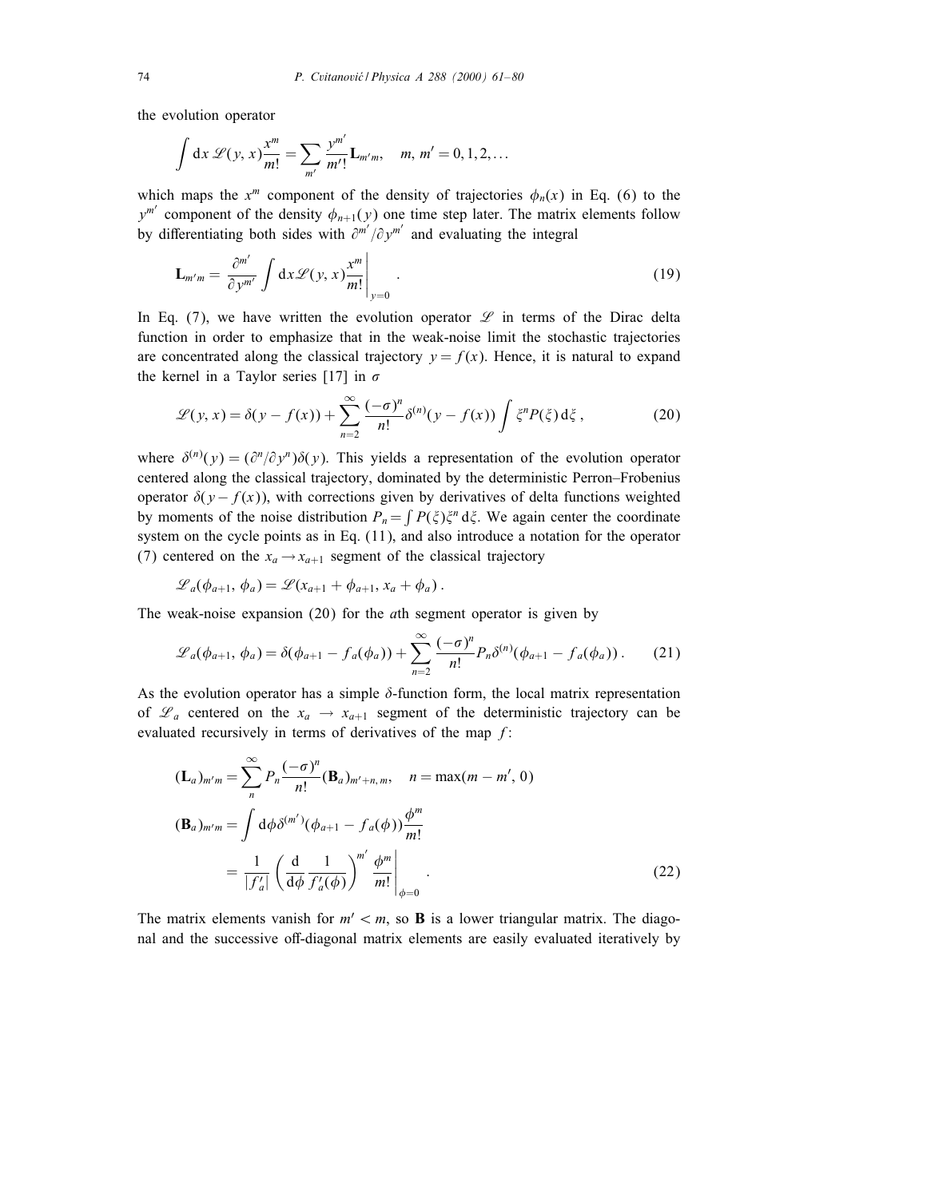the evolution operator

$$\int \mathrm{d}x\, \mathscr{L}(y,x)\frac{x^m}{m!} = \sum_{m'} \frac{y^{m'}}{m'!}\mathbf{L}_{m'm}, \quad m, m' = 0, 1, 2, \ldots$$

which maps the $x^m$ component of the density of trajectories $\phi_n(x)$ in Eq. (6) to the $y^{m'}$ component of the density $\phi_{n+1}(y)$ one time step later. The matrix elements follow by differentiating both sides with $\partial^{m'}/\partial y^{m'}$ and evaluating the integral

$$\mathbf{L}_{m'm} = \left. \frac{\partial^{m'}}{\partial y^{m'}} \int \mathrm{d}x \mathscr{L}(y,x)\frac{x^m}{m!} \right|_{y=0} . \tag{19}$$

In Eq. (7), we have written the evolution operator $\mathscr{L}$ in terms of the Dirac delta function in order to emphasize that in the weak-noise limit the stochastic trajectories are concentrated along the classical trajectory $y = f(x)$. Hence, it is natural to expand the kernel in a Taylor series [17] in $\sigma$

$$\mathscr{L}(y,x) = \delta(y - f(x)) + \sum_{n=2}^{\infty} \frac{(-\sigma)^n}{n!}\delta^{(n)}(y - f(x)) \int \xi^n P(\xi)\, \mathrm{d}\xi\,, \tag{20}$$

where $\delta^{(n)}(y) = (\partial^n/\partial y^n)\delta(y)$. This yields a representation of the evolution operator centered along the classical trajectory, dominated by the deterministic Perron–Frobenius operator $\delta(y - f(x))$, with corrections given by derivatives of delta functions weighted by moments of the noise distribution $P_n = \int P(\xi)\xi^n\, \mathrm{d}\xi$. We again center the coordinate system on the cycle points as in Eq. (11), and also introduce a notation for the operator (7) centered on the $x_a \to x_{a+1}$ segment of the classical trajectory

$$\mathscr{L}_a(\phi_{a+1}, \phi_a) = \mathscr{L}(x_{a+1} + \phi_{a+1}, x_a + \phi_a)\,.$$

The weak-noise expansion (20) for the $a$th segment operator is given by

$$\mathscr{L}_a(\phi_{a+1}, \phi_a) = \delta(\phi_{a+1} - f_a(\phi_a)) + \sum_{n=2}^{\infty} \frac{(-\sigma)^n}{n!} P_n \delta^{(n)}(\phi_{a+1} - f_a(\phi_a))\,. \tag{21}$$

As the evolution operator has a simple $\delta$-function form, the local matrix representation of $\mathscr{L}_a$ centered on the $x_a \to x_{a+1}$ segment of the deterministic trajectory can be evaluated recursively in terms of derivatives of the map $f$:

$$\begin{aligned}
(\mathbf{L}_a)_{m'm} &= \sum_{n}^{\infty} P_n \frac{(-\sigma)^n}{n!}(\mathbf{B}_a)_{m'+n,\,m}, \quad n = \max(m - m', 0) \\
(\mathbf{B}_a)_{m'm} &= \int \mathrm{d}\phi\, \delta^{(m')}(\phi_{a+1} - f_a(\phi))\frac{\phi^m}{m!} \\
&= \left. \frac{1}{|f_a'|}\left(\frac{\mathrm{d}}{\mathrm{d}\phi}\frac{1}{f_a'(\phi)}\right)^{m'} \frac{\phi^m}{m!} \right|_{\phi=0} .
\end{aligned} \tag{22}$$

The matrix elements vanish for $m' < m$, so $\mathbf{B}$ is a lower triangular matrix. The diagonal and the successive off-diagonal matrix elements are easily evaluated iteratively by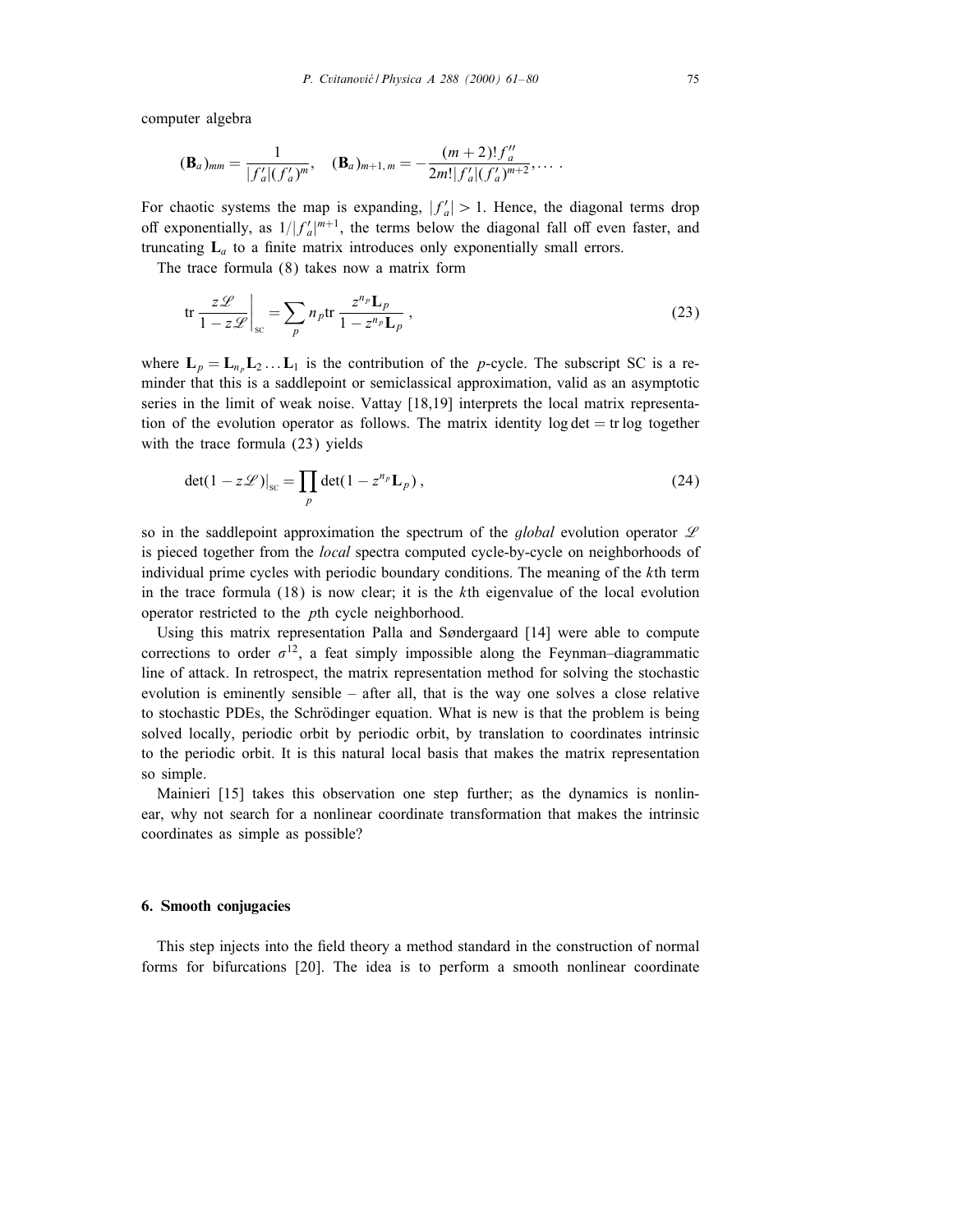computer algebra

$$(\mathbf{B}_a)_{mm} = \frac{1}{|f_a'|(f_a')^m}, \quad (\mathbf{B}_a)_{m+1,m} = -\frac{(m+2)!f_a''}{2m!|f_a'|(f_a')^{m+2}}, \dots \,.$$

For chaotic systems the map is expanding, $|f_a'| > 1$. Hence, the diagonal terms drop off exponentially, as $1/|f_a'|^{m+1}$, the terms below the diagonal fall off even faster, and truncating $\mathbf{L}_a$ to a finite matrix introduces only exponentially small errors.

The trace formula (8) takes now a matrix form

$$\operatorname{tr} \left. \frac{z\mathscr{L}}{1 - z\mathscr{L}} \right|_{\text{sc}} = \sum_p n_p \operatorname{tr} \frac{z^{n_p}\mathbf{L}_p}{1 - z^{n_p}\mathbf{L}_p} \,, \tag{23}$$

where $\mathbf{L}_p = \mathbf{L}_{n_p}\mathbf{L}_2 \dots \mathbf{L}_1$ is the contribution of the $p$-cycle. The subscript SC is a reminder that this is a saddlepoint or semiclassical approximation, valid as an asymptotic series in the limit of weak noise. Vattay [18,19] interprets the local matrix representation of the evolution operator as follows. The matrix identity $\log\det = \operatorname{tr}\log$ together with the trace formula (23) yields

$$\det(1 - z\mathscr{L})|_{\text{sc}} = \prod_p \det(1 - z^{n_p}\mathbf{L}_p) \,, \tag{24}$$

so in the saddlepoint approximation the spectrum of the *global* evolution operator $\mathscr{L}$ is pieced together from the *local* spectra computed cycle-by-cycle on neighborhoods of individual prime cycles with periodic boundary conditions. The meaning of the $k$th term in the trace formula (18) is now clear; it is the $k$th eigenvalue of the local evolution operator restricted to the $p$th cycle neighborhood.

Using this matrix representation Palla and Søndergaard [14] were able to compute corrections to order $\sigma^{12}$, a feat simply impossible along the Feynman–diagrammatic line of attack. In retrospect, the matrix representation method for solving the stochastic evolution is eminently sensible – after all, that is the way one solves a close relative to stochastic PDEs, the Schrödinger equation. What is new is that the problem is being solved locally, periodic orbit by periodic orbit, by translation to coordinates intrinsic to the periodic orbit. It is this natural local basis that makes the matrix representation so simple.

Mainieri [15] takes this observation one step further; as the dynamics is nonlinear, why not search for a nonlinear coordinate transformation that makes the intrinsic coordinates as simple as possible?

## 6. Smooth conjugacies

This step injects into the field theory a method standard in the construction of normal forms for bifurcations [20]. The idea is to perform a smooth nonlinear coordinate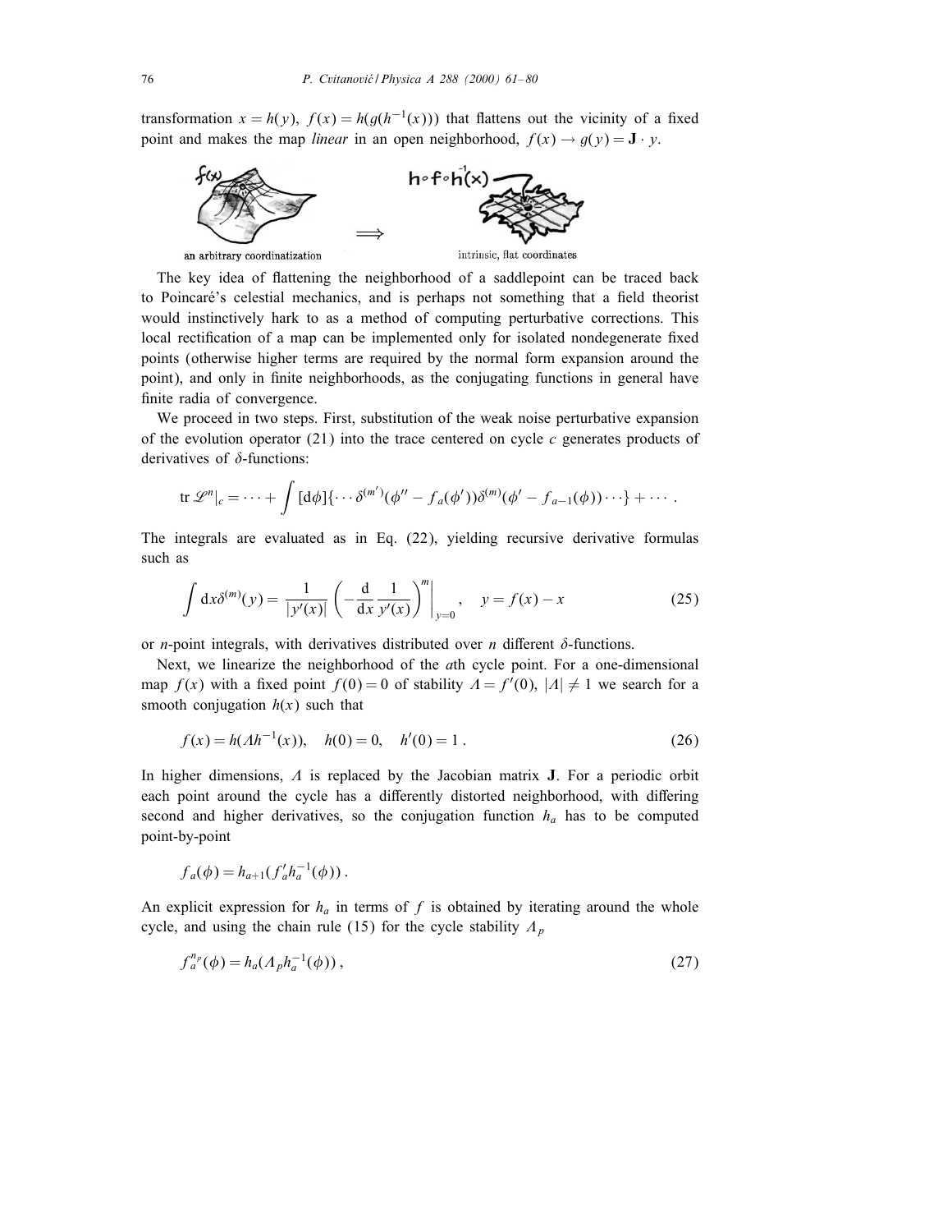transformation $x = h(y)$, $f(x) = h(g(h^{-1}(x)))$ that flattens out the vicinity of a fixed point and makes the map *linear* in an open neighborhood, $f(x) \to g(y) = \mathbf{J} \cdot y$.

an arbitrary coordinatization $\Longrightarrow$ intrinsic, flat coordinates

The key idea of flattening the neighborhood of a saddlepoint can be traced back to Poincaré's celestial mechanics, and is perhaps not something that a field theorist would instinctively hark to as a method of computing perturbative corrections. This local rectification of a map can be implemented only for isolated nondegenerate fixed points (otherwise higher terms are required by the normal form expansion around the point), and only in finite neighborhoods, as the conjugating functions in general have finite radia of convergence.

We proceed in two steps. First, substitution of the weak noise perturbative expansion of the evolution operator (21) into the trace centered on cycle $c$ generates products of derivatives of $\delta$-functions:

$$\operatorname{tr} \mathscr{L}^n|_c = \cdots + \int [\mathrm{d}\phi]\{\cdots \delta^{(m')}(\phi'' - f_a(\phi'))\delta^{(m)}(\phi' - f_{a-1}(\phi))\cdots\} + \cdots .$$

The integrals are evaluated as in Eq. (22), yielding recursive derivative formulas such as

$$\int \mathrm{d}x \delta^{(m)}(y) = \frac{1}{|y'(x)|}\left(-\frac{\mathrm{d}}{\mathrm{d}x}\frac{1}{y'(x)}\right)^m\Bigg|_{y=0}, \quad y = f(x) - x \tag{25}$$

or $n$-point integrals, with derivatives distributed over $n$ different $\delta$-functions.

Next, we linearize the neighborhood of the $a$th cycle point. For a one-dimensional map $f(x)$ with a fixed point $f(0) = 0$ of stability $\Lambda = f'(0)$, $|\Lambda| \neq 1$ we search for a smooth conjugation $h(x)$ such that

$$f(x) = h(\Lambda h^{-1}(x)), \quad h(0) = 0, \quad h'(0) = 1 . \tag{26}$$

In higher dimensions, $\Lambda$ is replaced by the Jacobian matrix $\mathbf{J}$. For a periodic orbit each point around the cycle has a differently distorted neighborhood, with differing second and higher derivatives, so the conjugation function $h_a$ has to be computed point-by-point

$$f_a(\phi) = h_{a+1}(f'_a h_a^{-1}(\phi)) .$$

An explicit expression for $h_a$ in terms of $f$ is obtained by iterating around the whole cycle, and using the chain rule (15) for the cycle stability $\Lambda_p$

$$f_a^{n_p}(\phi) = h_a(\Lambda_p h_a^{-1}(\phi)) , \tag{27}$$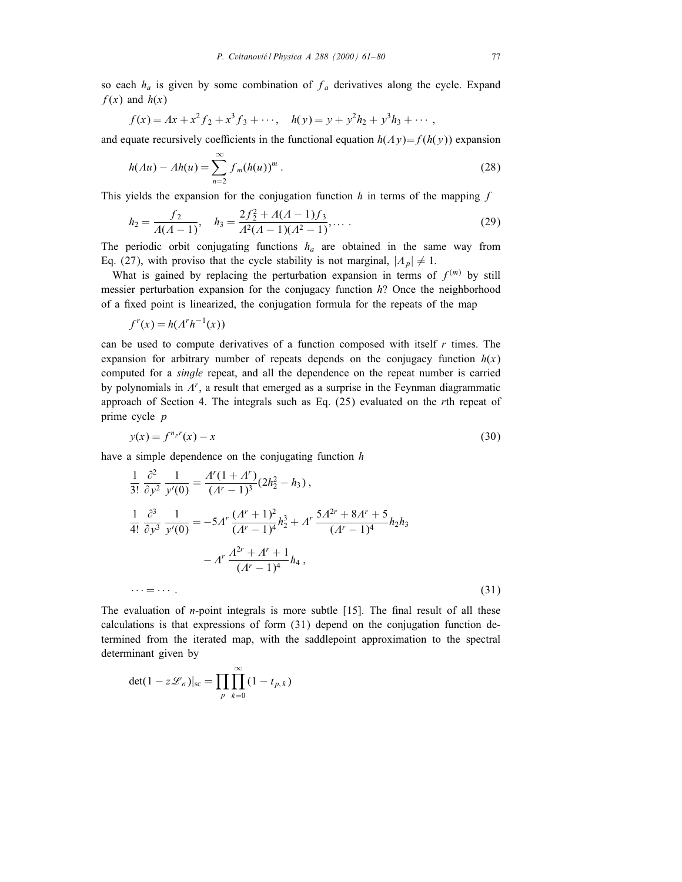so each $h_a$ is given by some combination of $f_a$ derivatives along the cycle. Expand $f(x)$ and $h(x)$

$$f(x) = \Lambda x + x^2 f_2 + x^3 f_3 + \cdots, \quad h(y) = y + y^2 h_2 + y^3 h_3 + \cdots ,$$

and equate recursively coefficients in the functional equation $h(\Lambda y) = f(h(y))$ expansion

$$h(\Lambda u) - \Lambda h(u) = \sum_{n=2}^{\infty} f_m (h(u))^m . \tag{28}$$

This yields the expansion for the conjugation function $h$ in terms of the mapping $f$

$$h_2 = \frac{f_2}{\Lambda(\Lambda - 1)}, \quad h_3 = \frac{2f_2^2 + \Lambda(\Lambda - 1) f_3}{\Lambda^2 (\Lambda - 1)(\Lambda^2 - 1)}, \ldots . \tag{29}$$

The periodic orbit conjugating functions $h_a$ are obtained in the same way from Eq. (27), with proviso that the cycle stability is not marginal, $|\Lambda_p| \neq 1$.

What is gained by replacing the perturbation expansion in terms of $f^{(m)}$ by still messier perturbation expansion for the conjugacy function $h$? Once the neighborhood of a fixed point is linearized, the conjugation formula for the repeats of the map

$$f^r(x) = h(\Lambda^r h^{-1}(x))$$

can be used to compute derivatives of a function composed with itself $r$ times. The expansion for arbitrary number of repeats depends on the conjugacy function $h(x)$ computed for a *single* repeat, and all the dependence on the repeat number is carried by polynomials in $\Lambda^r$, a result that emerged as a surprise in the Feynman diagrammatic approach of Section 4. The integrals such as Eq. (25) evaluated on the $r$th repeat of prime cycle $p$

$$y(x) = f^{n_p r}(x) - x \tag{30}$$

have a simple dependence on the conjugating function $h$

$$\begin{aligned}
\frac{1}{3!} \frac{\partial^2}{\partial y^2} \frac{1}{y'(0)} &= \frac{\Lambda^r (1 + \Lambda^r)}{(\Lambda^r - 1)^3} (2h_2^2 - h_3) , \\
\frac{1}{4!} \frac{\partial^3}{\partial y^3} \frac{1}{y'(0)} &= -5\Lambda^r \frac{(\Lambda^r + 1)^2}{(\Lambda^r - 1)^4} h_2^3 + \Lambda^r \frac{5\Lambda^{2r} + 8\Lambda^r + 5}{(\Lambda^r - 1)^4} h_2 h_3 \\
&\quad - \Lambda^r \frac{\Lambda^{2r} + \Lambda^r + 1}{(\Lambda^r - 1)^4} h_4 , \\
\cdots &= \cdots .
\end{aligned} \tag{31}$$

The evaluation of $n$-point integrals is more subtle [15]. The final result of all these calculations is that expressions of form (31) depend on the conjugation function determined from the iterated map, with the saddlepoint approximation to the spectral determinant given by

$$\det(1 - z\mathscr{L}_\sigma)|_{\text{sc}} = \prod_p \prod_{k=0}^{\infty} (1 - t_{p,k})$$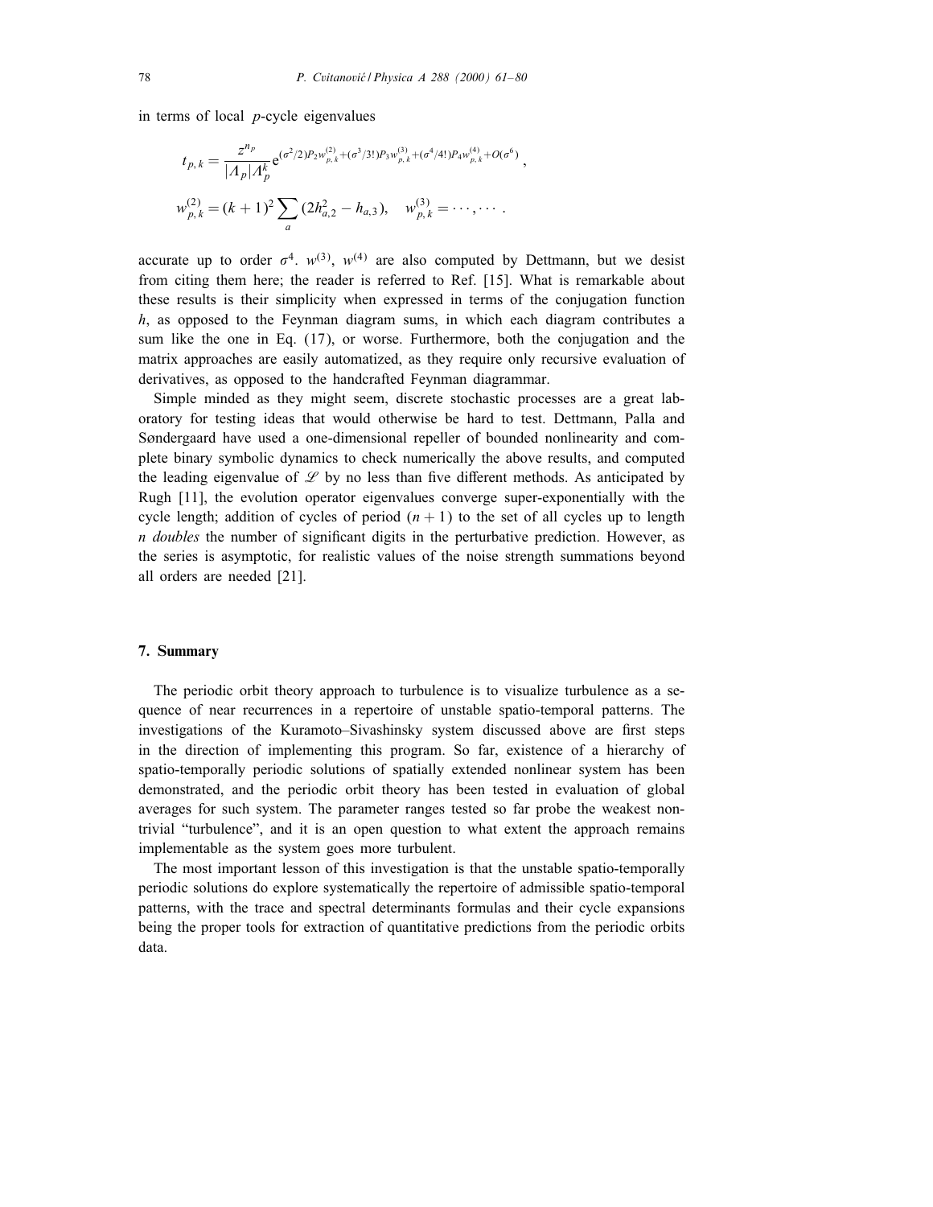in terms of local $p$-cycle eigenvalues

$$t_{p,k} = \frac{z^{n_p}}{|\Lambda_p|\Lambda_p^k} \mathrm{e}^{(\sigma^2/2)P_2 w_{p,k}^{(2)} + (\sigma^3/3!)P_3 w_{p,k}^{(3)} + (\sigma^4/4!)P_4 w_{p,k}^{(4)} + O(\sigma^6)} ,$$

$$w_{p,k}^{(2)} = (k+1)^2 \sum_a (2h_{a,2}^2 - h_{a,3}), \quad w_{p,k}^{(3)} = \cdots, \cdots .$$

accurate up to order $\sigma^4$. $w^{(3)}$, $w^{(4)}$ are also computed by Dettmann, but we desist from citing them here; the reader is referred to Ref. [15]. What is remarkable about these results is their simplicity when expressed in terms of the conjugation function $h$, as opposed to the Feynman diagram sums, in which each diagram contributes a sum like the one in Eq. (17), or worse. Furthermore, both the conjugation and the matrix approaches are easily automatized, as they require only recursive evaluation of derivatives, as opposed to the handcrafted Feynman diagrammar.

Simple minded as they might seem, discrete stochastic processes are a great laboratory for testing ideas that would otherwise be hard to test. Dettmann, Palla and Søndergaard have used a one-dimensional repeller of bounded nonlinearity and complete binary symbolic dynamics to check numerically the above results, and computed the leading eigenvalue of $\mathscr{L}$ by no less than five different methods. As anticipated by Rugh [11], the evolution operator eigenvalues converge super-exponentially with the cycle length; addition of cycles of period $(n+1)$ to the set of all cycles up to length $n$ *doubles* the number of significant digits in the perturbative prediction. However, as the series is asymptotic, for realistic values of the noise strength summations beyond all orders are needed [21].

## 7. Summary

The periodic orbit theory approach to turbulence is to visualize turbulence as a sequence of near recurrences in a repertoire of unstable spatio-temporal patterns. The investigations of the Kuramoto–Sivashinsky system discussed above are first steps in the direction of implementing this program. So far, existence of a hierarchy of spatio-temporally periodic solutions of spatially extended nonlinear system has been demonstrated, and the periodic orbit theory has been tested in evaluation of global averages for such system. The parameter ranges tested so far probe the weakest nontrivial "turbulence", and it is an open question to what extent the approach remains implementable as the system goes more turbulent.

The most important lesson of this investigation is that the unstable spatio-temporally periodic solutions do explore systematically the repertoire of admissible spatio-temporal patterns, with the trace and spectral determinants formulas and their cycle expansions being the proper tools for extraction of quantitative predictions from the periodic orbits data.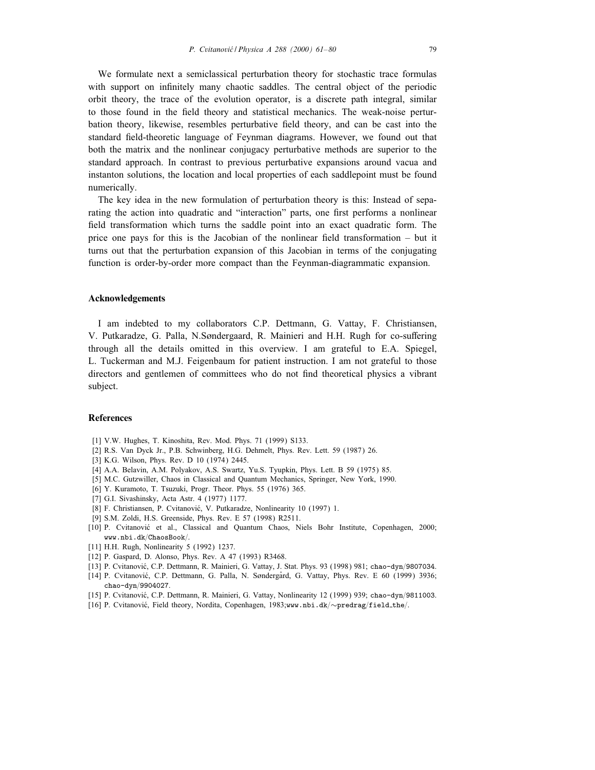We formulate next a semiclassical perturbation theory for stochastic trace formulas with support on infinitely many chaotic saddles. The central object of the periodic orbit theory, the trace of the evolution operator, is a discrete path integral, similar to those found in the field theory and statistical mechanics. The weak-noise perturbation theory, likewise, resembles perturbative field theory, and can be cast into the standard field-theoretic language of Feynman diagrams. However, we found out that both the matrix and the nonlinear conjugacy perturbative methods are superior to the standard approach. In contrast to previous perturbative expansions around vacua and instanton solutions, the location and local properties of each saddlepoint must be found numerically.

The key idea in the new formulation of perturbation theory is this: Instead of separating the action into quadratic and "interaction" parts, one first performs a nonlinear field transformation which turns the saddle point into an exact quadratic form. The price one pays for this is the Jacobian of the nonlinear field transformation – but it turns out that the perturbation expansion of this Jacobian in terms of the conjugating function is order-by-order more compact than the Feynman-diagrammatic expansion.

## Acknowledgements

I am indebted to my collaborators C.P. Dettmann, G. Vattay, F. Christiansen, V. Putkaradze, G. Palla, N.Søndergaard, R. Mainieri and H.H. Rugh for co-suffering through all the details omitted in this overview. I am grateful to E.A. Spiegel, L. Tuckerman and M.J. Feigenbaum for patient instruction. I am not grateful to those directors and gentlemen of committees who do not find theoretical physics a vibrant subject.

## References

[1] V.W. Hughes, T. Kinoshita, Rev. Mod. Phys. 71 (1999) S133.

[2] R.S. Van Dyck Jr., P.B. Schwinberg, H.G. Dehmelt, Phys. Rev. Lett. 59 (1987) 26.

[3] K.G. Wilson, Phys. Rev. D 10 (1974) 2445.

[4] A.A. Belavin, A.M. Polyakov, A.S. Swartz, Yu.S. Tyupkin, Phys. Lett. B 59 (1975) 85.

[5] M.C. Gutzwiller, Chaos in Classical and Quantum Mechanics, Springer, New York, 1990.

[6] Y. Kuramoto, T. Tsuzuki, Progr. Theor. Phys. 55 (1976) 365.

[7] G.I. Sivashinsky, Acta Astr. 4 (1977) 1177.

[8] F. Christiansen, P. Cvitanović, V. Putkaradze, Nonlinearity 10 (1997) 1.

[9] S.M. Zoldi, H.S. Greenside, Phys. Rev. E 57 (1998) R2511.

[10] P. Cvitanović et al., Classical and Quantum Chaos, Niels Bohr Institute, Copenhagen, 2000; www.nbi.dk/ChaosBook/.

[11] H.H. Rugh, Nonlinearity 5 (1992) 1237.

[12] P. Gaspard, D. Alonso, Phys. Rev. A 47 (1993) R3468.

[13] P. Cvitanović, C.P. Dettmann, R. Mainieri, G. Vattay, J. Stat. Phys. 93 (1998) 981; chao-dyn/9807034.

[14] P. Cvitanović, C.P. Dettmann, G. Palla, N. Søndergård, G. Vattay, Phys. Rev. E 60 (1999) 3936; chao-dyn/9904027.

[15] P. Cvitanović, C.P. Dettmann, R. Mainieri, G. Vattay, Nonlinearity 12 (1999) 939; chao-dyn/9811003.

[16] P. Cvitanović, Field theory, Nordita, Copenhagen, 1983; www.nbi.dk/∼predrag/field_the/.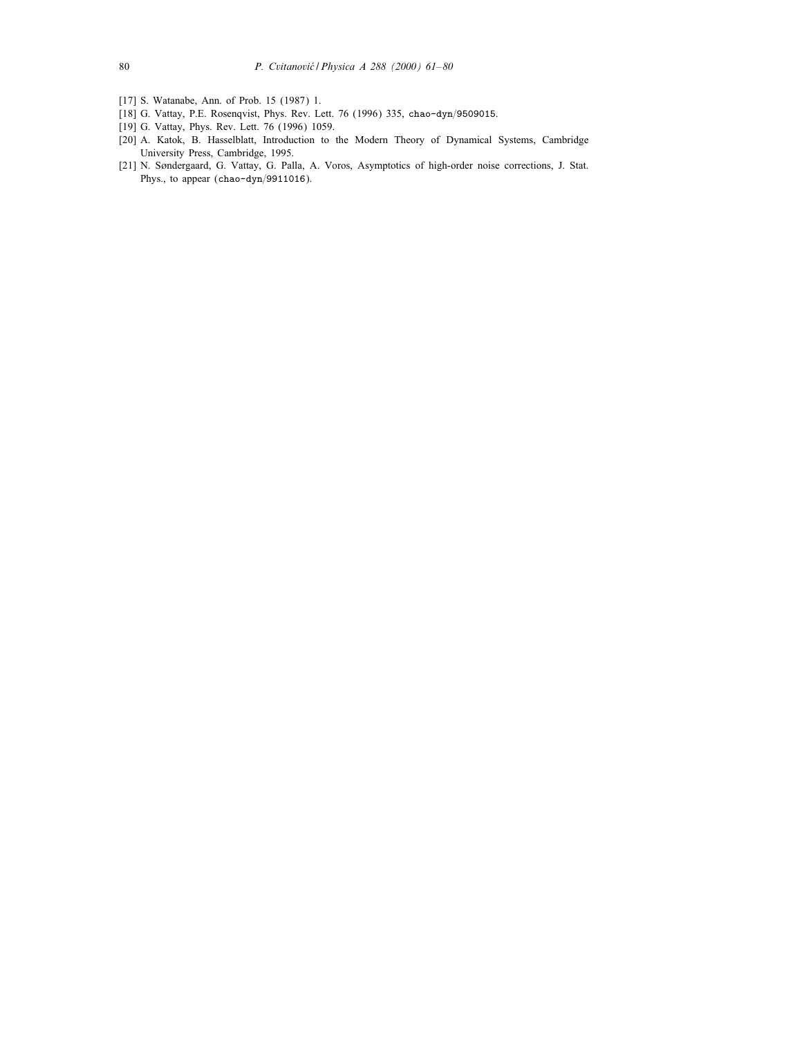[17] S. Watanabe, Ann. of Prob. 15 (1987) 1.

[18] G. Vattay, P.E. Rosenqvist, Phys. Rev. Lett. 76 (1996) 335, `chao-dyn/9509015`.

[19] G. Vattay, Phys. Rev. Lett. 76 (1996) 1059.

[20] A. Katok, B. Hasselblatt, Introduction to the Modern Theory of Dynamical Systems, Cambridge University Press, Cambridge, 1995.

[21] N. Søndergaard, G. Vattay, G. Palla, A. Voros, Asymptotics of high-order noise corrections, J. Stat. Phys., to appear (`chao-dyn/9911016`).